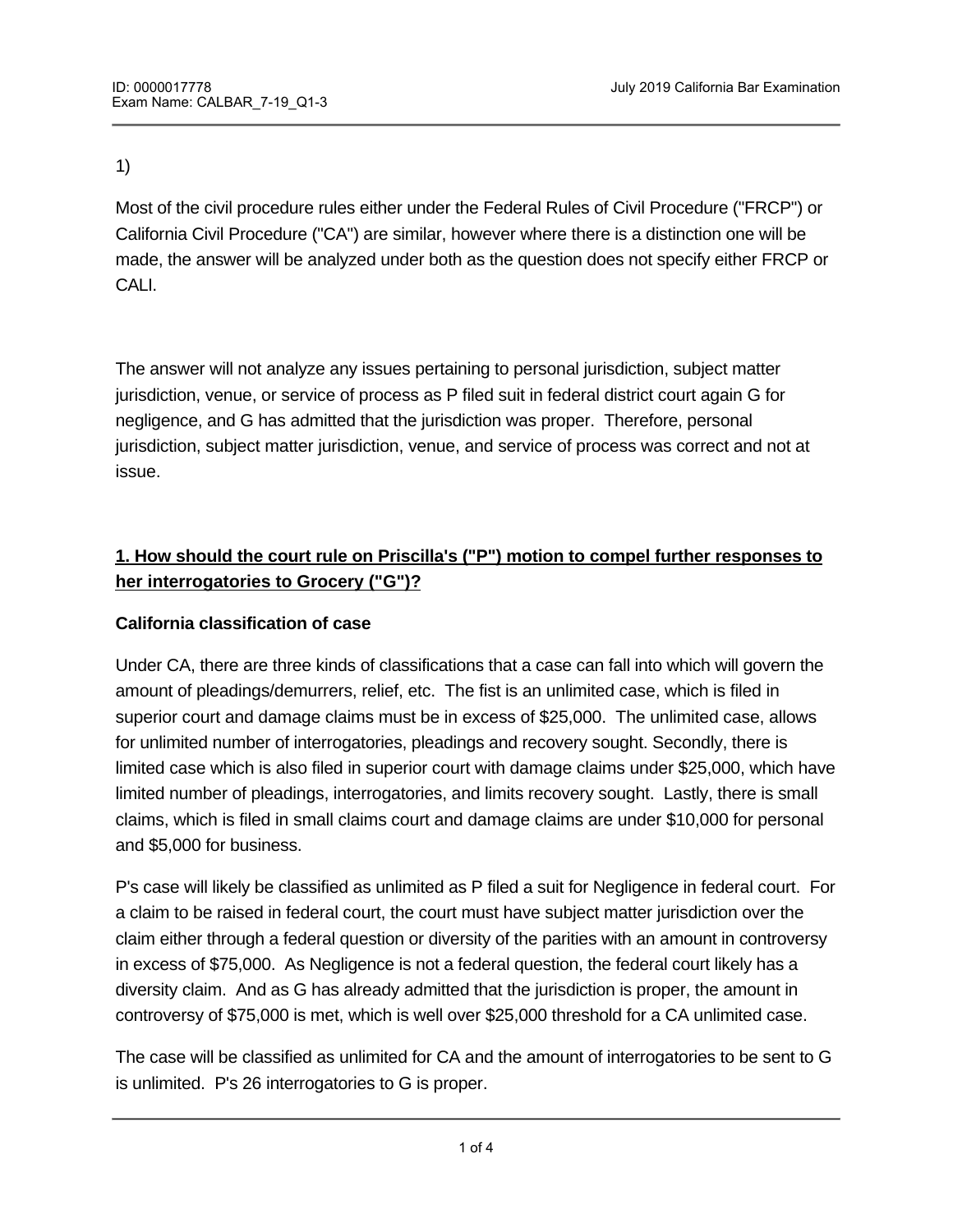1)

Most of the civil procedure rules either under the Federal Rules of Civil Procedure ("FRCP") or California Civil Procedure ("CA") are similar, however where there is a distinction one will be made, the answer will be analyzed under both as the question does not specify either FRCP or CALI.

The answer will not analyze any issues pertaining to personal jurisdiction, subject matter jurisdiction, venue, or service of process as P filed suit in federal district court again G for negligence, and G has admitted that the jurisdiction was proper. Therefore, personal jurisdiction, subject matter jurisdiction, venue, and service of process was correct and not at issue.

**1. How should the court rule on Priscilla's ("P") motion to compel further responses to her interrogatories to Grocery ("G")?**

**California classification of case**

Under CA, there are three kinds of classifications that a case can fall into which will govern the amount of pleadings/demurrers, relief, etc. The fist is an unlimited case, which is filed in superior court and damage claims must be in excess of $25,000. The unlimited case, allows for unlimited number of interrogatories, pleadings and recovery sought. Secondly, there is limited case which is also filed in superior court with damage claims under $25,000, which have limited number of pleadings, interrogatories, and limits recovery sought. Lastly, there is small claims, which is filed in small claims court and damage claims are under $10,000 for personal and $5,000 for business.

P's case will likely be classified as unlimited as P filed a suit for Negligence in federal court. For a claim to be raised in federal court, the court must have subject matter jurisdiction over the claim either through a federal question or diversity of the parities with an amount in controversy in excess of $75,000. As Negligence is not a federal question, the federal court likely has a diversity claim. And as G has already admitted that the jurisdiction is proper, the amount in controversy of $75,000 is met, which is well over $25,000 threshold for a CA unlimited case.

The case will be classified as unlimited for CA and the amount of interrogatories to be sent to G is unlimited. P's 26 interrogatories to G is proper.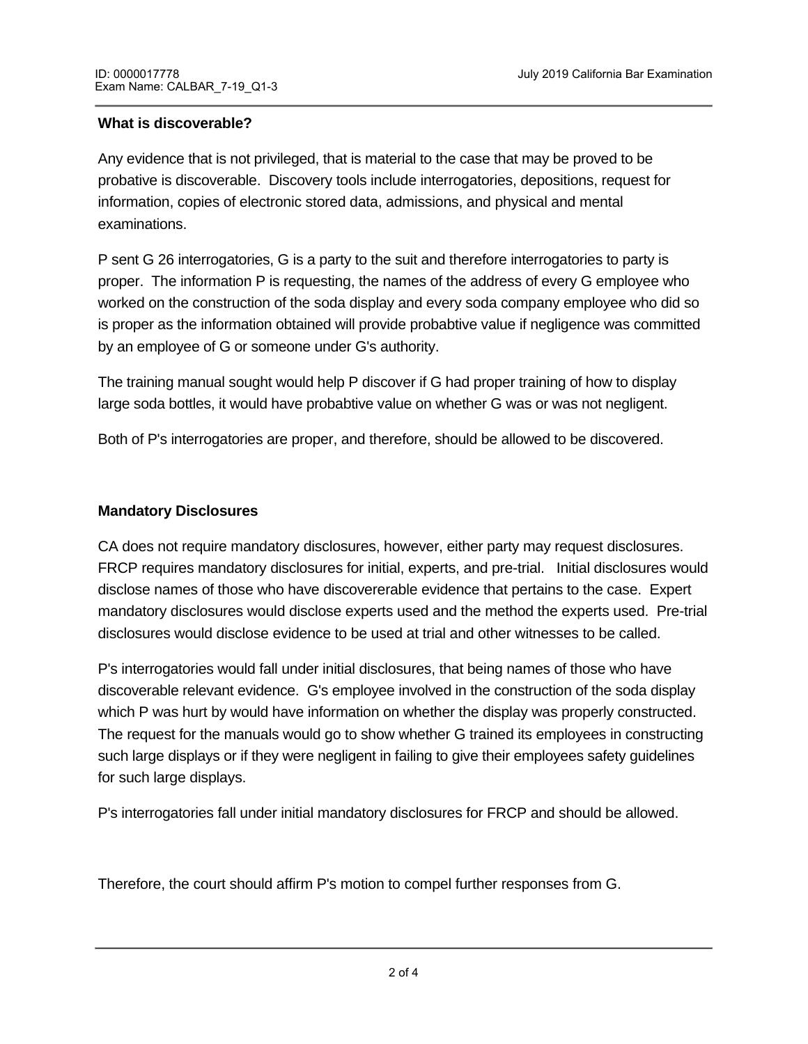**What is discoverable?**

Any evidence that is not privileged, that is material to the case that may be proved to be probative is discoverable. Discovery tools include interrogatories, depositions, request for information, copies of electronic stored data, admissions, and physical and mental examinations.

P sent G 26 interrogatories, G is a party to the suit and therefore interrogatories to party is proper. The information P is requesting, the names of the address of every G employee who worked on the construction of the soda display and every soda company employee who did so is proper as the information obtained will provide probabtive value if negligence was committed by an employee of G or someone under G's authority.

The training manual sought would help P discover if G had proper training of how to display large soda bottles, it would have probabtive value on whether G was or was not negligent.

Both of P's interrogatories are proper, and therefore, should be allowed to be discovered.

**Mandatory Disclosures**

CA does not require mandatory disclosures, however, either party may request disclosures. FRCP requires mandatory disclosures for initial, experts, and pre-trial. Initial disclosures would disclose names of those who have discovererable evidence that pertains to the case. Expert mandatory disclosures would disclose experts used and the method the experts used. Pre-trial disclosures would disclose evidence to be used at trial and other witnesses to be called.

P's interrogatories would fall under initial disclosures, that being names of those who have discoverable relevant evidence. G's employee involved in the construction of the soda display which P was hurt by would have information on whether the display was properly constructed. The request for the manuals would go to show whether G trained its employees in constructing such large displays or if they were negligent in failing to give their employees safety guidelines for such large displays.

P's interrogatories fall under initial mandatory disclosures for FRCP and should be allowed.

Therefore, the court should affirm P's motion to compel further responses from G.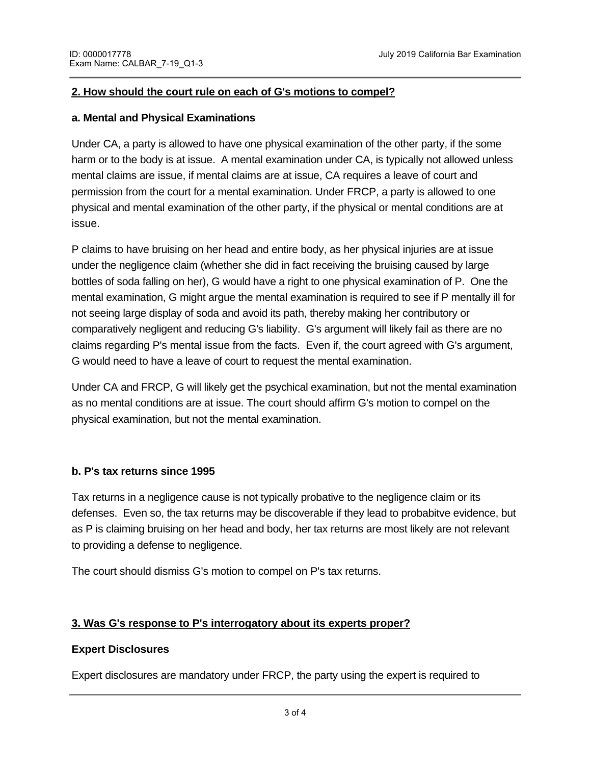## 2. How should the court rule on each of G's motions to compel?

### a. Mental and Physical Examinations

Under CA, a party is allowed to have one physical examination of the other party, if the some harm or to the body is at issue. A mental examination under CA, is typically not allowed unless mental claims are issue, if mental claims are at issue, CA requires a leave of court and permission from the court for a mental examination. Under FRCP, a party is allowed to one physical and mental examination of the other party, if the physical or mental conditions are at issue.

P claims to have bruising on her head and entire body, as her physical injuries are at issue under the negligence claim (whether she did in fact receiving the bruising caused by large bottles of soda falling on her), G would have a right to one physical examination of P. One the mental examination, G might argue the mental examination is required to see if P mentally ill for not seeing large display of soda and avoid its path, thereby making her contributory or comparatively negligent and reducing G's liability. G's argument will likely fail as there are no claims regarding P's mental issue from the facts. Even if, the court agreed with G's argument, G would need to have a leave of court to request the mental examination.

Under CA and FRCP, G will likely get the psychical examination, but not the mental examination as no mental conditions are at issue. The court should affirm G's motion to compel on the physical examination, but not the mental examination.

### b. P's tax returns since 1995

Tax returns in a negligence cause is not typically probative to the negligence claim or its defenses. Even so, the tax returns may be discoverable if they lead to probabitve evidence, but as P is claiming bruising on her head and body, her tax returns are most likely are not relevant to providing a defense to negligence.

The court should dismiss G's motion to compel on P's tax returns.

## 3. Was G's response to P's interrogatory about its experts proper?

### Expert Disclosures

Expert disclosures are mandatory under FRCP, the party using the expert is required to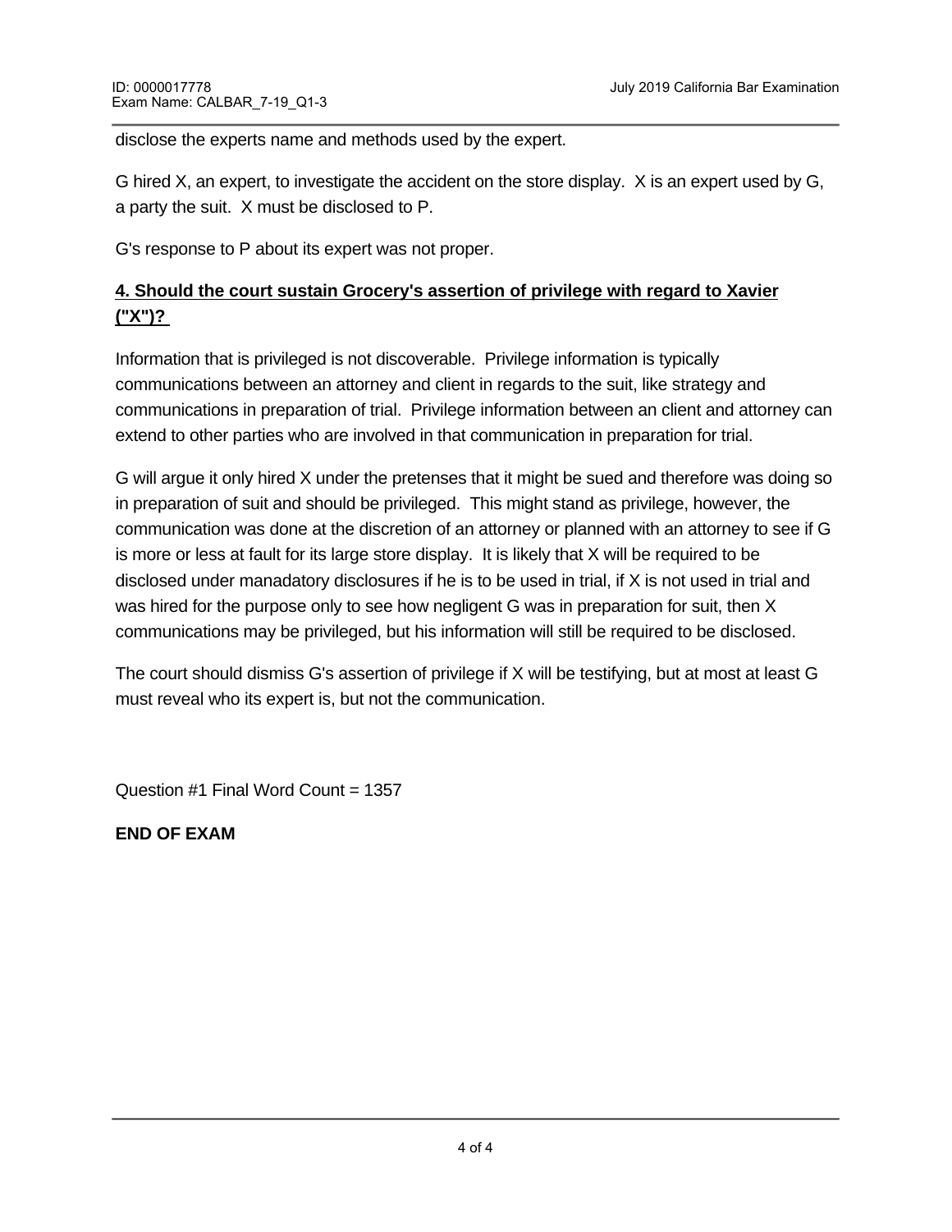disclose the experts name and methods used by the expert.

G hired X, an expert, to investigate the accident on the store display. X is an expert used by G, a party the suit. X must be disclosed to P.

G's response to P about its expert was not proper.

**4. Should the court sustain Grocery's assertion of privilege with regard to Xavier ("X")?**

Information that is privileged is not discoverable. Privilege information is typically communications between an attorney and client in regards to the suit, like strategy and communications in preparation of trial. Privilege information between an client and attorney can extend to other parties who are involved in that communication in preparation for trial.

G will argue it only hired X under the pretenses that it might be sued and therefore was doing so in preparation of suit and should be privileged. This might stand as privilege, however, the communication was done at the discretion of an attorney or planned with an attorney to see if G is more or less at fault for its large store display. It is likely that X will be required to be disclosed under manadatory disclosures if he is to be used in trial, if X is not used in trial and was hired for the purpose only to see how negligent G was in preparation for suit, then X communications may be privileged, but his information will still be required to be disclosed.

The court should dismiss G's assertion of privilege if X will be testifying, but at most at least G must reveal who its expert is, but not the communication.

Question #1 Final Word Count = 1357

**END OF EXAM**